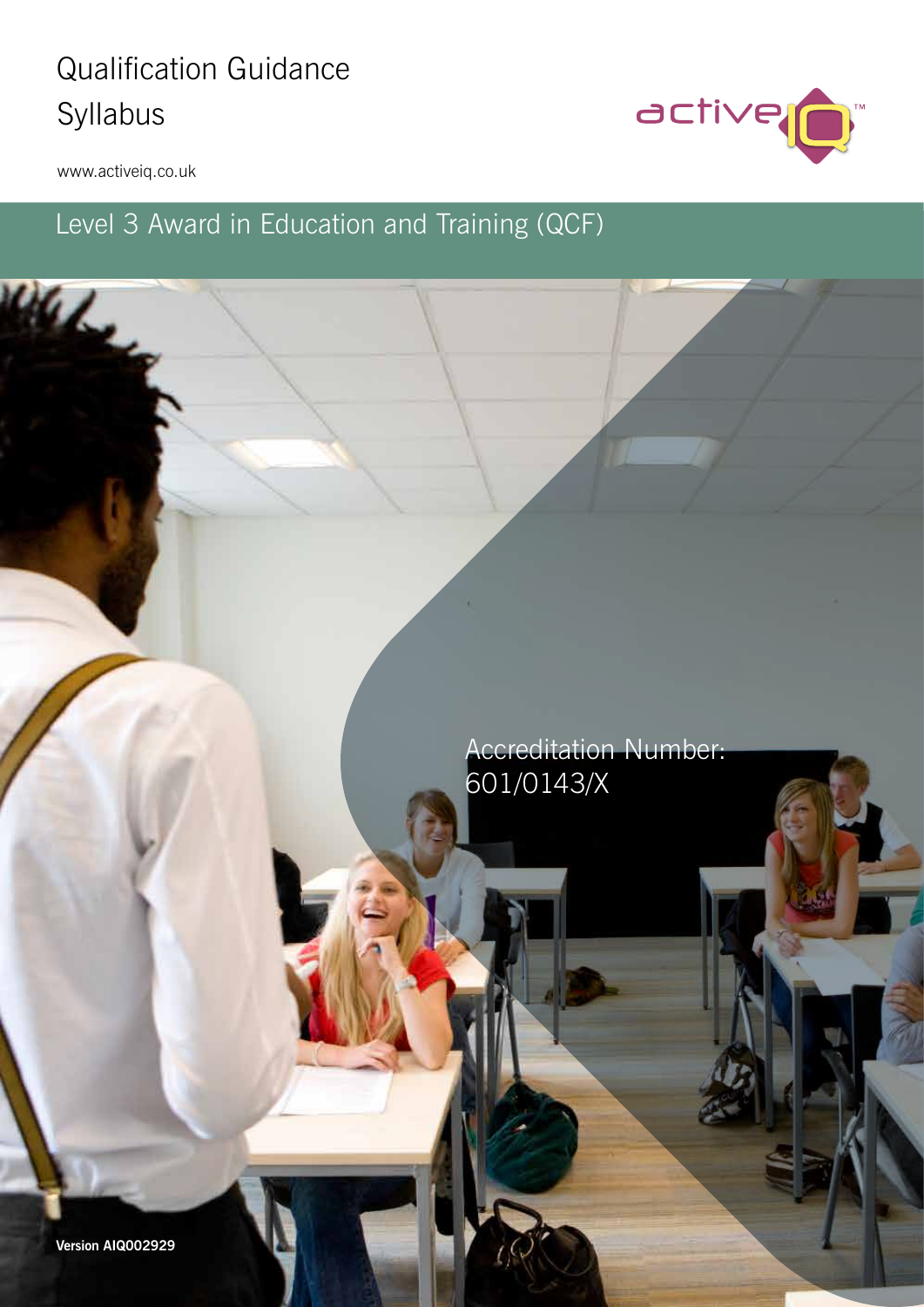# Qualification Guidance Syllabus

www.activeiq.co.uk

activeIQ™

## Level 3 Award in Education and Training (QCF)

Accreditation Number: 601/0143/X

**Version AIQ002929**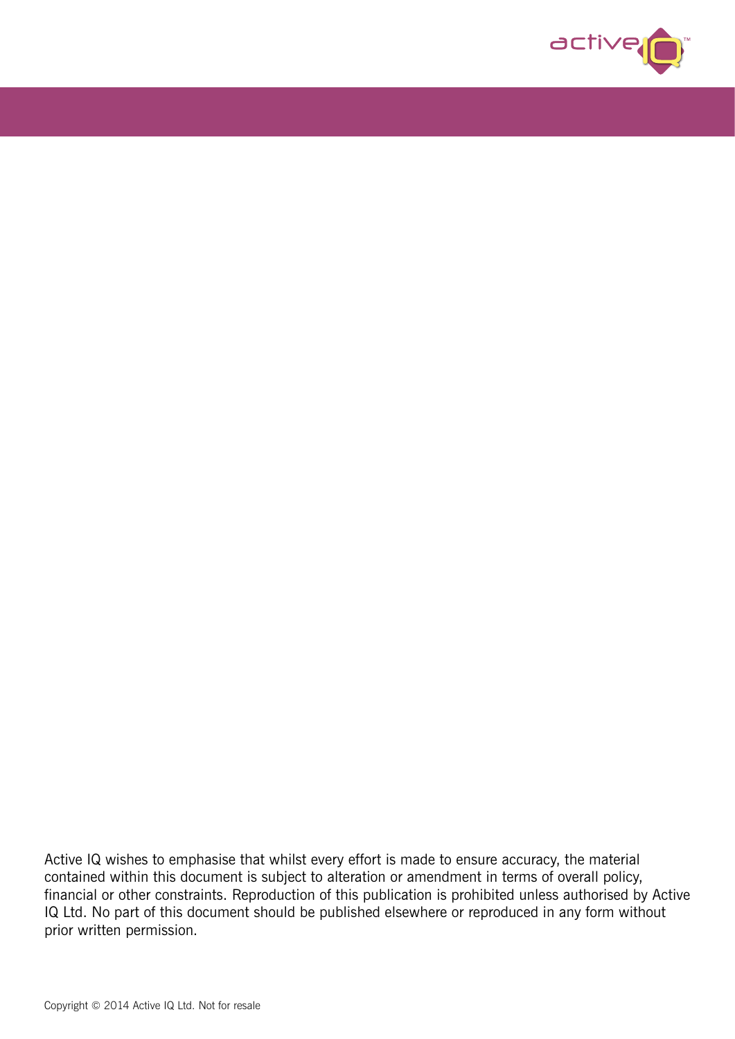Active IQ wishes to emphasise that whilst every effort is made to ensure accuracy, the material contained within this document is subject to alteration or amendment in terms of overall policy, financial or other constraints. Reproduction of this publication is prohibited unless authorised by Active IQ Ltd. No part of this document should be published elsewhere or reproduced in any form without prior written permission.

Copyright © 2014 Active IQ Ltd. Not for resale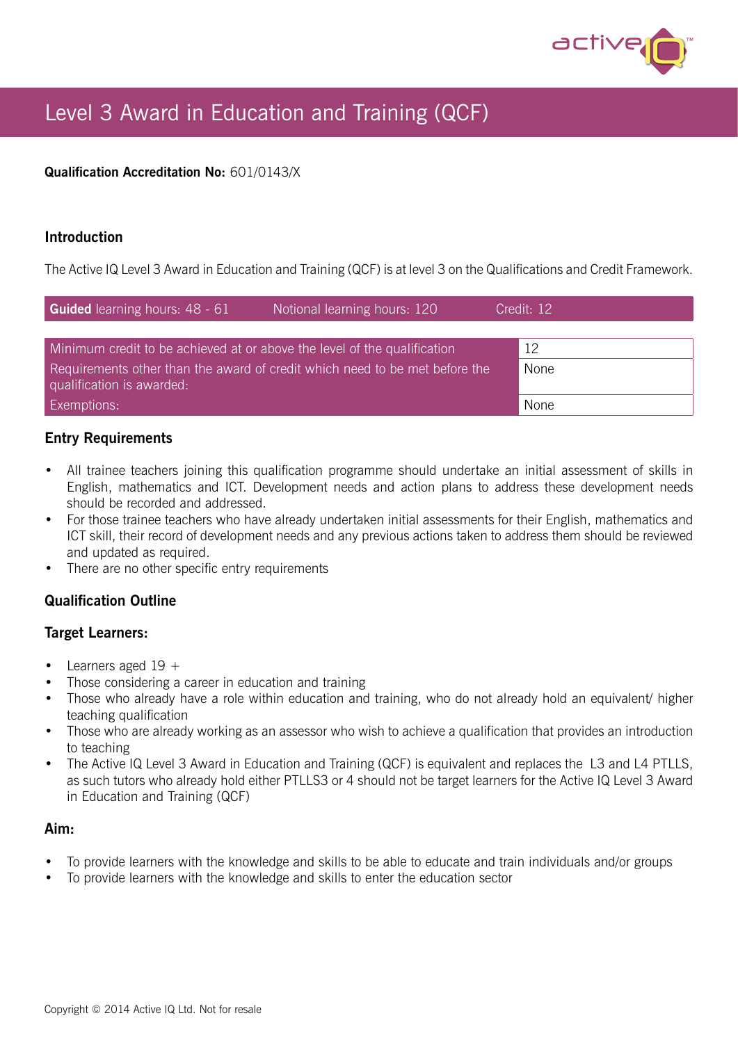# Level 3 Award in Education and Training (QCF)

**Qualification Accreditation No:** 601/0143/X

## Introduction

The Active IQ Level 3 Award in Education and Training (QCF) is at level 3 on the Qualifications and Credit Framework.

| **Guided** learning hours: 48 - 61 | Notional learning hours: 120 | Credit: 12 |
|---|---|---|

| | |
|---|---|
| Minimum credit to be achieved at or above the level of the qualification | 12 |
| Requirements other than the award of credit which need to be met before the qualification is awarded: | None |
| Exemptions: | None |

## Entry Requirements

- All trainee teachers joining this qualification programme should undertake an initial assessment of skills in English, mathematics and ICT. Development needs and action plans to address these development needs should be recorded and addressed.
- For those trainee teachers who have already undertaken initial assessments for their English, mathematics and ICT skill, their record of development needs and any previous actions taken to address them should be reviewed and updated as required.
- There are no other specific entry requirements

## Qualification Outline

### Target Learners:

- Learners aged 19 +
- Those considering a career in education and training
- Those who already have a role within education and training, who do not already hold an equivalent/ higher teaching qualification
- Those who are already working as an assessor who wish to achieve a qualification that provides an introduction to teaching
- The Active IQ Level 3 Award in Education and Training (QCF) is equivalent and replaces the L3 and L4 PTLLS, as such tutors who already hold either PTLLS3 or 4 should not be target learners for the Active IQ Level 3 Award in Education and Training (QCF)

### Aim:

- To provide learners with the knowledge and skills to be able to educate and train individuals and/or groups
- To provide learners with the knowledge and skills to enter the education sector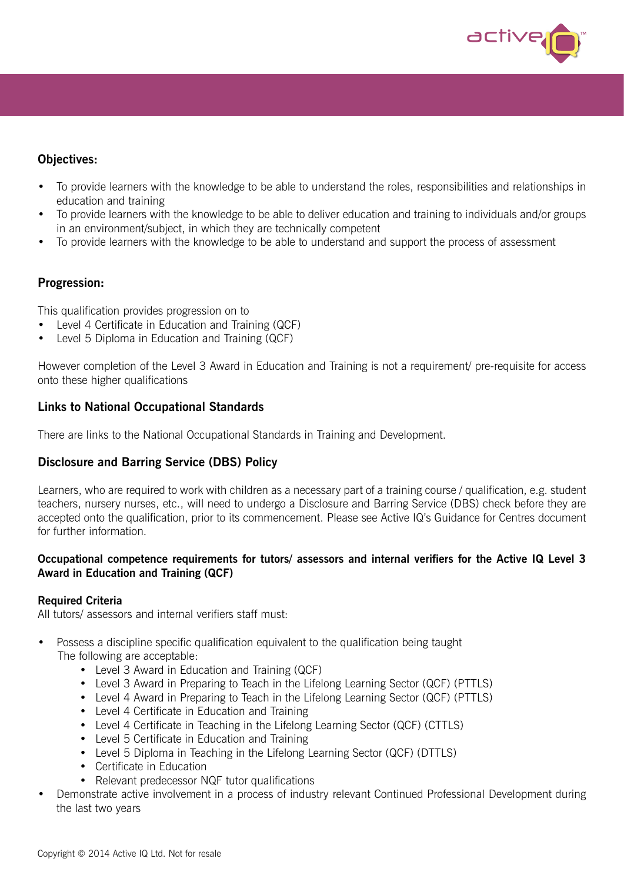### Objectives:

- To provide learners with the knowledge to be able to understand the roles, responsibilities and relationships in education and training
- To provide learners with the knowledge to be able to deliver education and training to individuals and/or groups in an environment/subject, in which they are technically competent
- To provide learners with the knowledge to be able to understand and support the process of assessment

### Progression:

This qualification provides progression on to

- Level 4 Certificate in Education and Training (QCF)
- Level 5 Diploma in Education and Training (QCF)

However completion of the Level 3 Award in Education and Training is not a requirement/ pre-requisite for access onto these higher qualifications

### Links to National Occupational Standards

There are links to the National Occupational Standards in Training and Development.

### Disclosure and Barring Service (DBS) Policy

Learners, who are required to work with children as a necessary part of a training course / qualification, e.g. student teachers, nursery nurses, etc., will need to undergo a Disclosure and Barring Service (DBS) check before they are accepted onto the qualification, prior to its commencement. Please see Active IQ's Guidance for Centres document for further information.

**Occupational competence requirements for tutors/ assessors and internal verifiers for the Active IQ Level 3 Award in Education and Training (QCF)**

**Required Criteria**
All tutors/ assessors and internal verifiers staff must:

- Possess a discipline specific qualification equivalent to the qualification being taught
  The following are acceptable:
  - Level 3 Award in Education and Training (QCF)
  - Level 3 Award in Preparing to Teach in the Lifelong Learning Sector (QCF) (PTTLS)
  - Level 4 Award in Preparing to Teach in the Lifelong Learning Sector (QCF) (PTTLS)
  - Level 4 Certificate in Education and Training
  - Level 4 Certificate in Teaching in the Lifelong Learning Sector (QCF) (CTTLS)
  - Level 5 Certificate in Education and Training
  - Level 5 Diploma in Teaching in the Lifelong Learning Sector (QCF) (DTTLS)
  - Certificate in Education
  - Relevant predecessor NQF tutor qualifications
- Demonstrate active involvement in a process of industry relevant Continued Professional Development during the last two years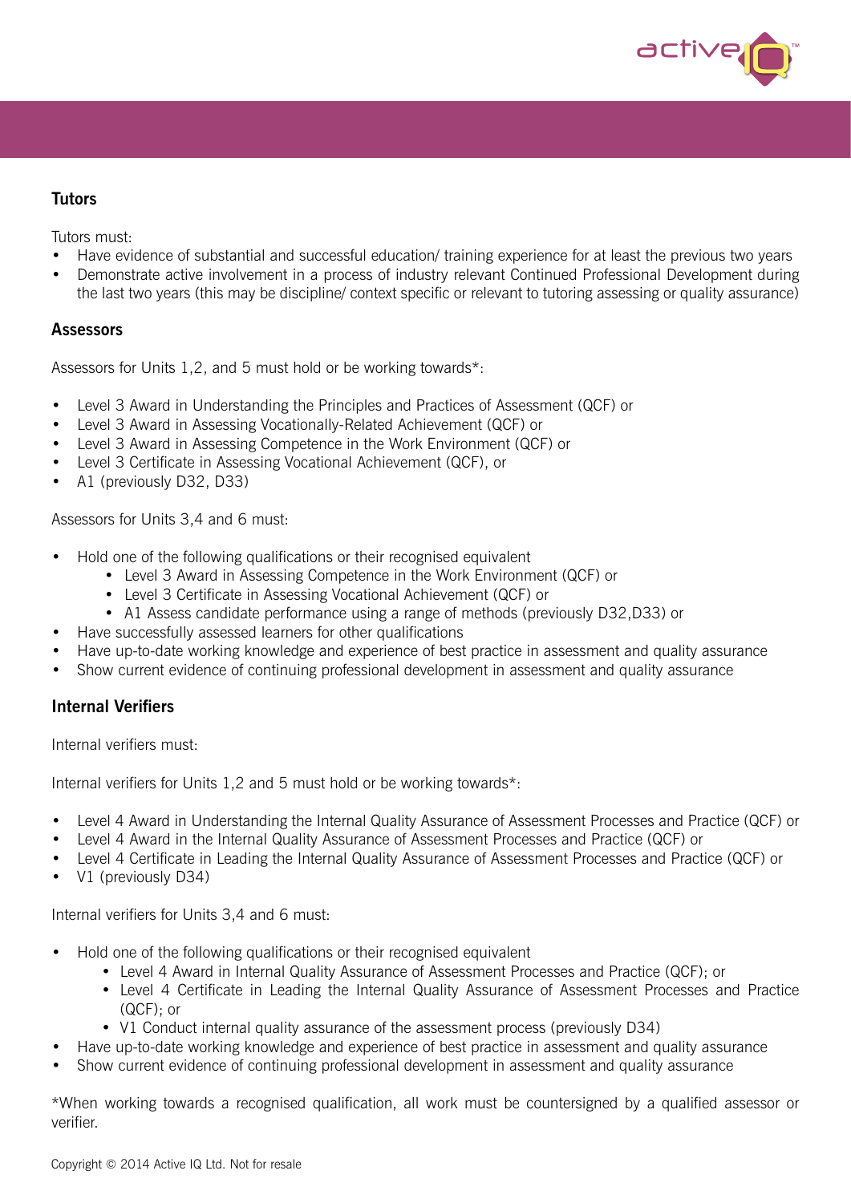### Tutors

Tutors must:

- Have evidence of substantial and successful education/ training experience for at least the previous two years
- Demonstrate active involvement in a process of industry relevant Continued Professional Development during the last two years (this may be discipline/ context specific or relevant to tutoring assessing or quality assurance)

### Assessors

Assessors for Units 1,2, and 5 must hold or be working towards*:

- Level 3 Award in Understanding the Principles and Practices of Assessment (QCF) or
- Level 3 Award in Assessing Vocationally-Related Achievement (QCF) or
- Level 3 Award in Assessing Competence in the Work Environment (QCF) or
- Level 3 Certificate in Assessing Vocational Achievement (QCF), or
- A1 (previously D32, D33)

Assessors for Units 3,4 and 6 must:

- Hold one of the following qualifications or their recognised equivalent
  - Level 3 Award in Assessing Competence in the Work Environment (QCF) or
  - Level 3 Certificate in Assessing Vocational Achievement (QCF) or
  - A1 Assess candidate performance using a range of methods (previously D32,D33) or
- Have successfully assessed learners for other qualifications
- Have up-to-date working knowledge and experience of best practice in assessment and quality assurance
- Show current evidence of continuing professional development in assessment and quality assurance

### Internal Verifiers

Internal verifiers must:

Internal verifiers for Units 1,2 and 5 must hold or be working towards*:

- Level 4 Award in Understanding the Internal Quality Assurance of Assessment Processes and Practice (QCF) or
- Level 4 Award in the Internal Quality Assurance of Assessment Processes and Practice (QCF) or
- Level 4 Certificate in Leading the Internal Quality Assurance of Assessment Processes and Practice (QCF) or
- V1 (previously D34)

Internal verifiers for Units 3,4 and 6 must:

- Hold one of the following qualifications or their recognised equivalent
  - Level 4 Award in Internal Quality Assurance of Assessment Processes and Practice (QCF); or
  - Level 4 Certificate in Leading the Internal Quality Assurance of Assessment Processes and Practice (QCF); or
  - V1 Conduct internal quality assurance of the assessment process (previously D34)
- Have up-to-date working knowledge and experience of best practice in assessment and quality assurance
- Show current evidence of continuing professional development in assessment and quality assurance

*When working towards a recognised qualification, all work must be countersigned by a qualified assessor or verifier.

Copyright © 2014 Active IQ Ltd. Not for resale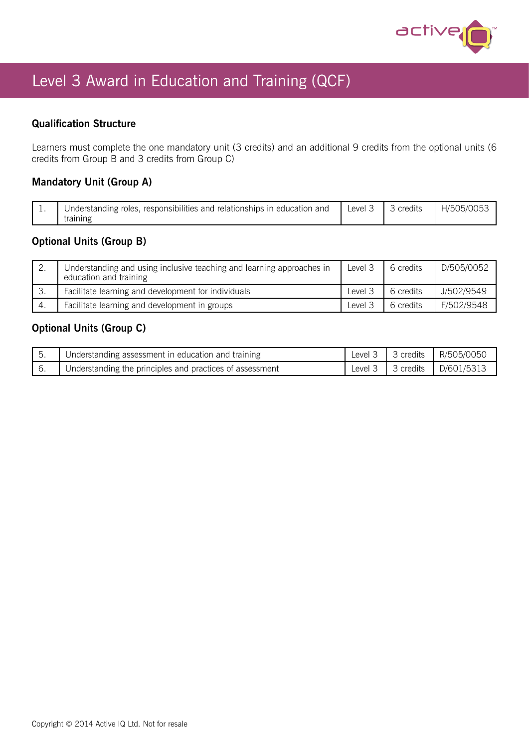# Level 3 Award in Education and Training (QCF)

### Qualification Structure

Learners must complete the one mandatory unit (3 credits) and an additional 9 credits from the optional units (6 credits from Group B and 3 credits from Group C)

### Mandatory Unit (Group A)

| | | | | |
|---|---|---|---|---|
| 1. | Understanding roles, responsibilities and relationships in education and training | Level 3 | 3 credits | H/505/0053 |

### Optional Units (Group B)

| | | | | |
|---|---|---|---|---|
| 2. | Understanding and using inclusive teaching and learning approaches in education and training | Level 3 | 6 credits | D/505/0052 |
| 3. | Facilitate learning and development for individuals | Level 3 | 6 credits | J/502/9549 |
| 4. | Facilitate learning and development in groups | Level 3 | 6 credits | F/502/9548 |

### Optional Units (Group C)

| | | | | |
|---|---|---|---|---|
| 5. | Understanding assessment in education and training | Level 3 | 3 credits | R/505/0050 |
| 6. | Understanding the principles and practices of assessment | Level 3 | 3 credits | D/601/5313 |

Copyright © 2014 Active IQ Ltd. Not for resale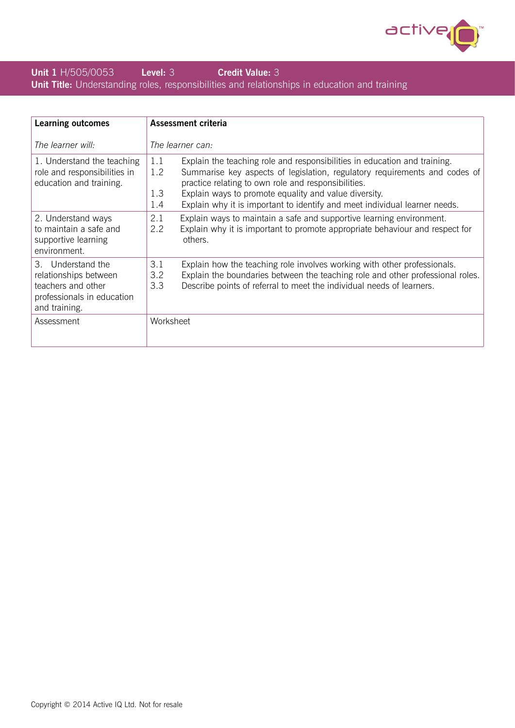**Unit 1** H/505/0053 **Level:** 3 **Credit Value:** 3
**Unit Title:** Understanding roles, responsibilities and relationships in education and training

| **Learning outcomes**<br><br>*The learner will:* | **Assessment criteria**<br><br>*The learner can:* |
|---|---|
| 1. Understand the teaching role and responsibilities in education and training. | 1.1 Explain the teaching role and responsibilities in education and training.<br>1.2 Summarise key aspects of legislation, regulatory requirements and codes of practice relating to own role and responsibilities.<br>1.3 Explain ways to promote equality and value diversity.<br>1.4 Explain why it is important to identify and meet individual learner needs. |
| 2. Understand ways to maintain a safe and supportive learning environment. | 2.1 Explain ways to maintain a safe and supportive learning environment.<br>2.2 Explain why it is important to promote appropriate behaviour and respect for others. |
| 3. Understand the relationships between teachers and other professionals in education and training. | 3.1 Explain how the teaching role involves working with other professionals.<br>3.2 Explain the boundaries between the teaching role and other professional roles.<br>3.3 Describe points of referral to meet the individual needs of learners. |
| Assessment | Worksheet |

Copyright © 2014 Active IQ Ltd. Not for resale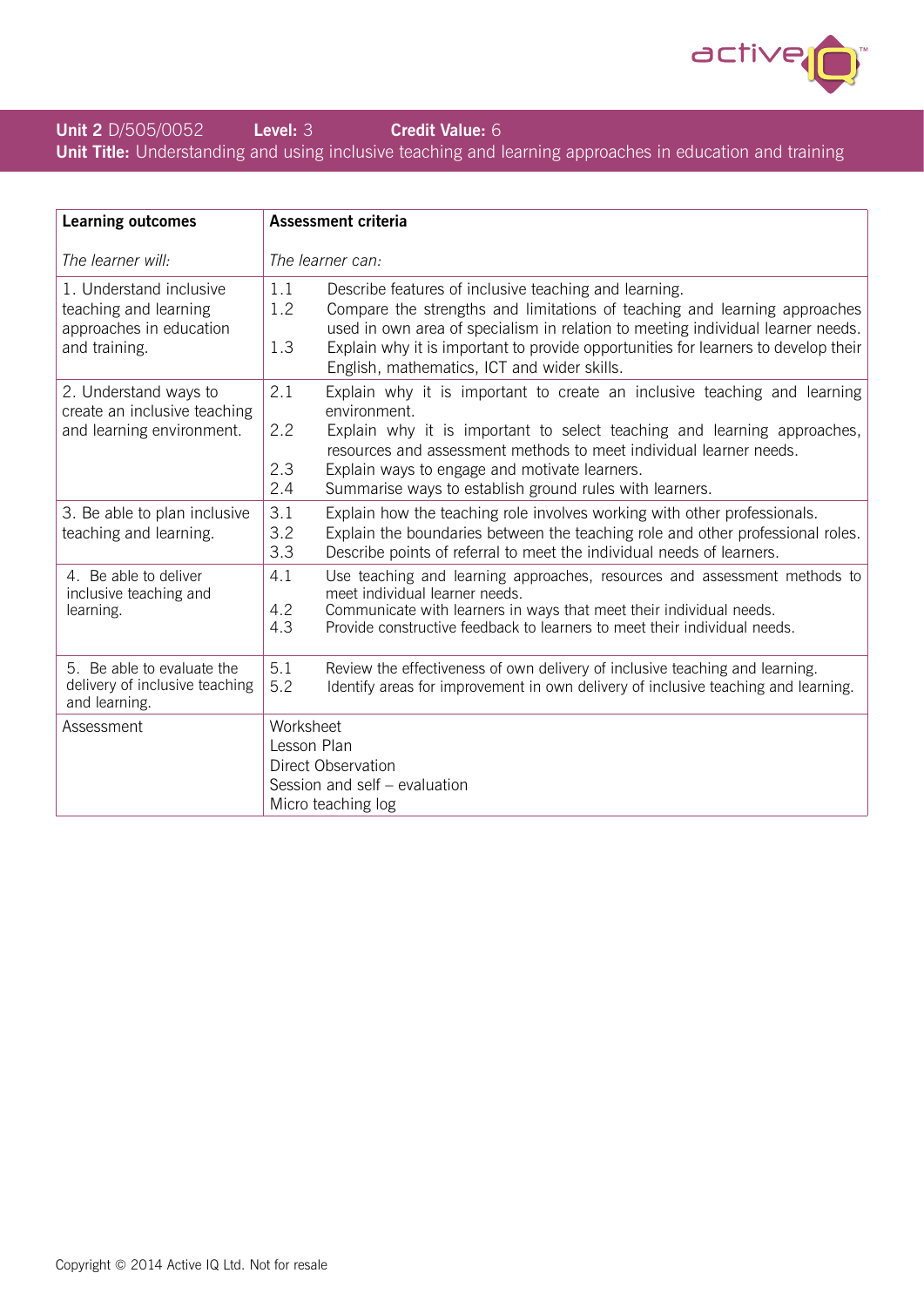**Unit 2** D/505/0052 **Level:** 3 **Credit Value:** 6

**Unit Title:** Understanding and using inclusive teaching and learning approaches in education and training

| **Learning outcomes**<br><br>*The learner will:* | **Assessment criteria**<br><br>*The learner can:* |
|---|---|
| 1. Understand inclusive teaching and learning approaches in education and training. | 1.1 Describe features of inclusive teaching and learning.<br>1.2 Compare the strengths and limitations of teaching and learning approaches used in own area of specialism in relation to meeting individual learner needs.<br>1.3 Explain why it is important to provide opportunities for learners to develop their English, mathematics, ICT and wider skills. |
| 2. Understand ways to create an inclusive teaching and learning environment. | 2.1 Explain why it is important to create an inclusive teaching and learning environment.<br>2.2 Explain why it is important to select teaching and learning approaches, resources and assessment methods to meet individual learner needs.<br>2.3 Explain ways to engage and motivate learners.<br>2.4 Summarise ways to establish ground rules with learners. |
| 3. Be able to plan inclusive teaching and learning. | 3.1 Explain how the teaching role involves working with other professionals.<br>3.2 Explain the boundaries between the teaching role and other professional roles.<br>3.3 Describe points of referral to meet the individual needs of learners. |
| 4. Be able to deliver inclusive teaching and learning. | 4.1 Use teaching and learning approaches, resources and assessment methods to meet individual learner needs.<br>4.2 Communicate with learners in ways that meet their individual needs.<br>4.3 Provide constructive feedback to learners to meet their individual needs. |
| 5. Be able to evaluate the delivery of inclusive teaching and learning. | 5.1 Review the effectiveness of own delivery of inclusive teaching and learning.<br>5.2 Identify areas for improvement in own delivery of inclusive teaching and learning. |
| Assessment | Worksheet<br>Lesson Plan<br>Direct Observation<br>Session and self – evaluation<br>Micro teaching log |

Copyright © 2014 Active IQ Ltd. Not for resale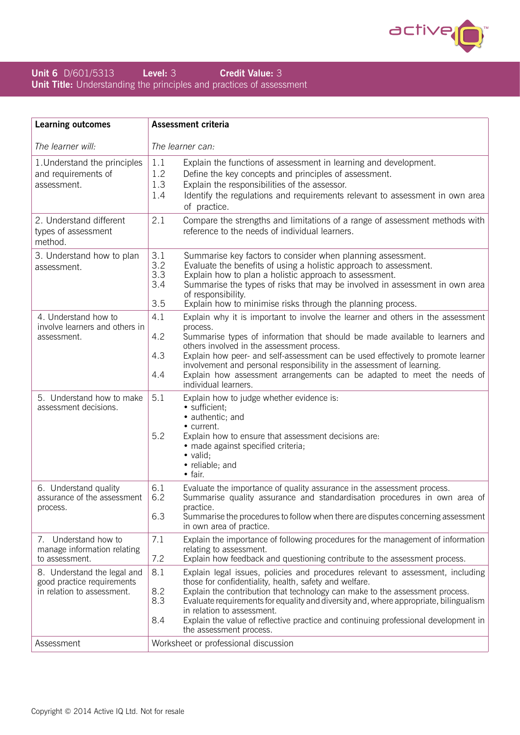**Unit 6** D/601/5313 **Level:** 3 **Credit Value:** 3
**Unit Title:** Understanding the principles and practices of assessment

| **Learning outcomes**<br><br>*The learner will:* | **Assessment criteria**<br><br>*The learner can:* |
|---|---|
| 1.Understand the principles and requirements of assessment. | 1.1 Explain the functions of assessment in learning and development.<br>1.2 Define the key concepts and principles of assessment.<br>1.3 Explain the responsibilities of the assessor.<br>1.4 Identify the regulations and requirements relevant to assessment in own area of practice. |
| 2. Understand different types of assessment method. | 2.1 Compare the strengths and limitations of a range of assessment methods with reference to the needs of individual learners. |
| 3. Understand how to plan assessment. | 3.1 Summarise key factors to consider when planning assessment.<br>3.2 Evaluate the benefits of using a holistic approach to assessment.<br>3.3 Explain how to plan a holistic approach to assessment.<br>3.4 Summarise the types of risks that may be involved in assessment in own area of responsibility.<br>3.5 Explain how to minimise risks through the planning process. |
| 4. Understand how to involve learners and others in assessment. | 4.1 Explain why it is important to involve the learner and others in the assessment process.<br>4.2 Summarise types of information that should be made available to learners and others involved in the assessment process.<br>4.3 Explain how peer- and self-assessment can be used effectively to promote learner involvement and personal responsibility in the assessment of learning.<br>4.4 Explain how assessment arrangements can be adapted to meet the needs of individual learners. |
| 5. Understand how to make assessment decisions. | 5.1 Explain how to judge whether evidence is:<br>• sufficient;<br>• authentic; and<br>• current.<br>5.2 Explain how to ensure that assessment decisions are:<br>• made against specified criteria;<br>• valid;<br>• reliable; and<br>• fair. |
| 6. Understand quality assurance of the assessment process. | 6.1 Evaluate the importance of quality assurance in the assessment process.<br>6.2 Summarise quality assurance and standardisation procedures in own area of practice.<br>6.3 Summarise the procedures to follow when there are disputes concerning assessment in own area of practice. |
| 7. Understand how to manage information relating to assessment. | 7.1 Explain the importance of following procedures for the management of information relating to assessment.<br>7.2 Explain how feedback and questioning contribute to the assessment process. |
| 8. Understand the legal and good practice requirements in relation to assessment. | 8.1 Explain legal issues, policies and procedures relevant to assessment, including those for confidentiality, health, safety and welfare.<br>8.2 Explain the contribution that technology can make to the assessment process.<br>8.3 Evaluate requirements for equality and diversity and, where appropriate, bilingualism in relation to assessment.<br>8.4 Explain the value of reflective practice and continuing professional development in the assessment process. |
| Assessment | Worksheet or professional discussion |

Copyright © 2014 Active IQ Ltd. Not for resale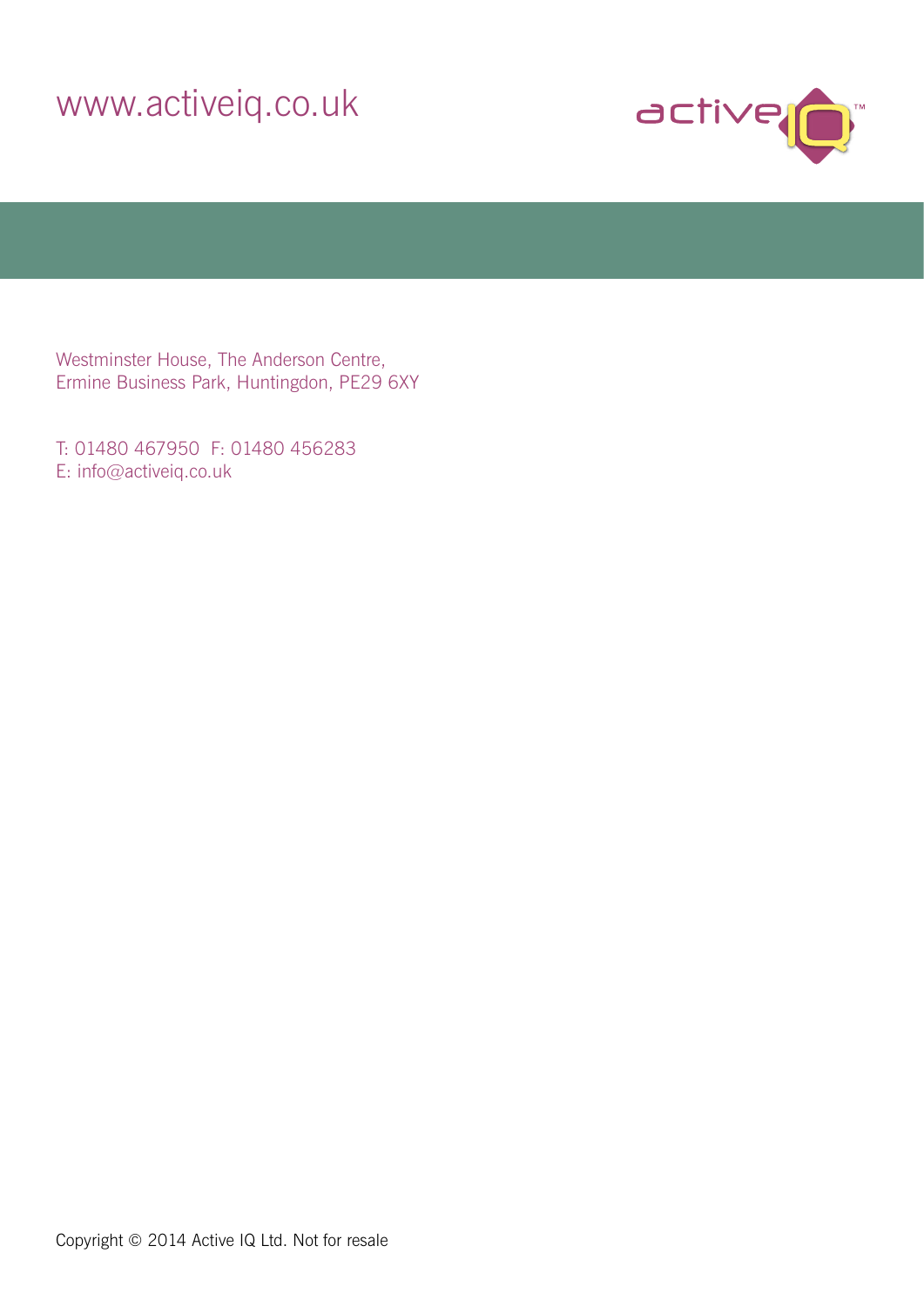www.activeiq.co.uk

Westminster House, The Anderson Centre,
Ermine Business Park, Huntingdon, PE29 6XY

T: 01480 467950 F: 01480 456283
E: info@activeiq.co.uk

Copyright © 2014 Active IQ Ltd. Not for resale